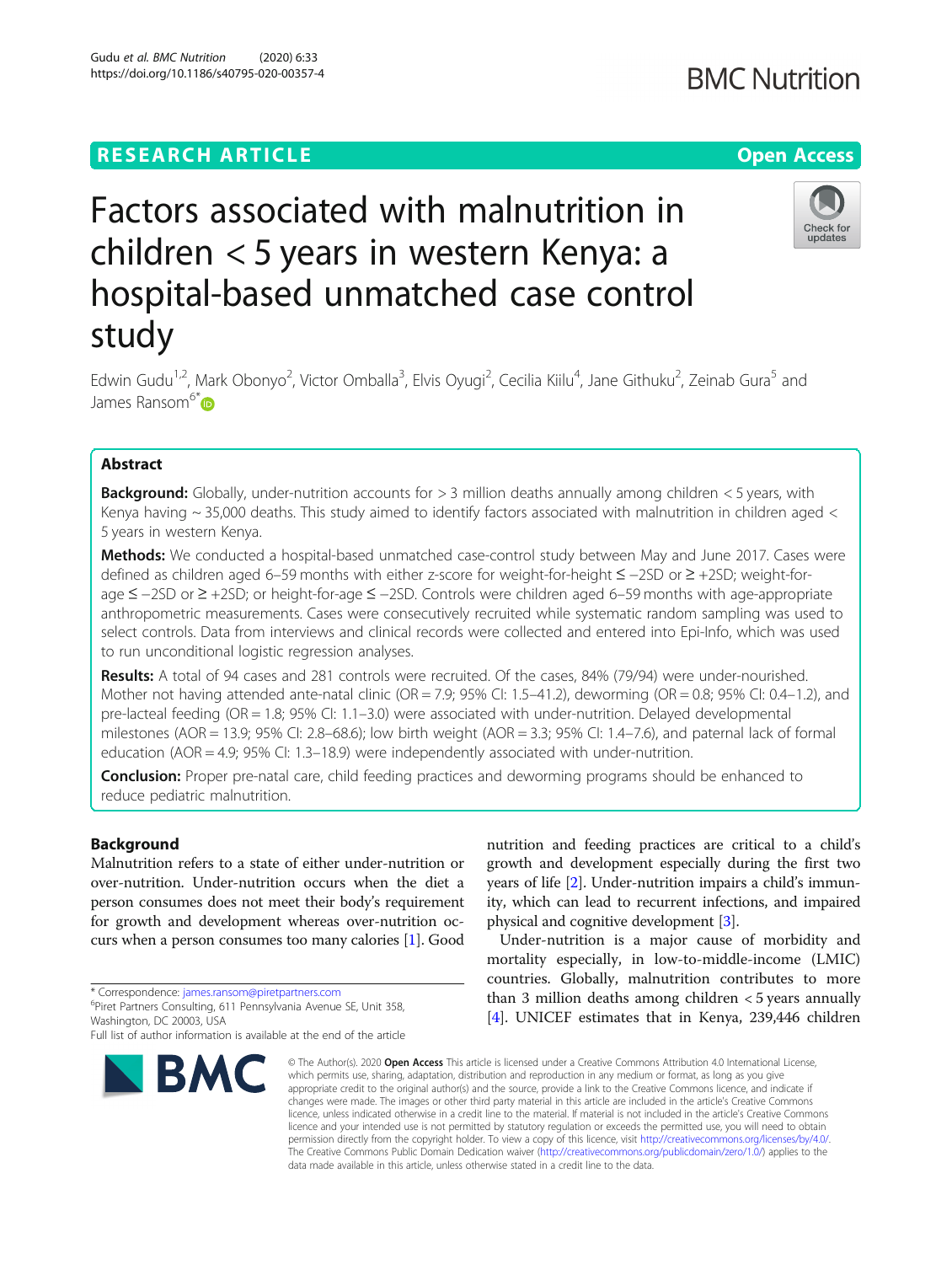# Factors associated with malnutrition in children < 5 years in western Kenya: a hospital-based unmatched case control study

Edwin Gudu[1,2], Mark Obonyo[2], Victor Omballa[3], Elvis Oyugi[2], Cecilia Kiilu[4], Jane Githuku[2], Zeinab Gura[5] and James Ransom[6*]

## Abstract

**Background:** Globally, under-nutrition accounts for > 3 million deaths annually among children < 5 years, with Kenya having ~ 35,000 deaths. This study aimed to identify factors associated with malnutrition in children aged < 5 years in western Kenya.

**Methods:** We conducted a hospital-based unmatched case-control study between May and June 2017. Cases were defined as children aged 6–59 months with either z-score for weight-for-height ≤ −2SD or ≥ +2SD; weight-for-age ≤ −2SD or ≥ +2SD; or height-for-age ≤ −2SD. Controls were children aged 6–59 months with age-appropriate anthropometric measurements. Cases were consecutively recruited while systematic random sampling was used to select controls. Data from interviews and clinical records were collected and entered into Epi-Info, which was used to run unconditional logistic regression analyses.

**Results:** A total of 94 cases and 281 controls were recruited. Of the cases, 84% (79/94) were under-nourished. Mother not having attended ante-natal clinic (OR = 7.9; 95% CI: 1.5–41.2), deworming (OR = 0.8; 95% CI: 0.4–1.2), and pre-lacteal feeding (OR = 1.8; 95% CI: 1.1–3.0) were associated with under-nutrition. Delayed developmental milestones (AOR = 13.9; 95% CI: 2.8–68.6); low birth weight (AOR = 3.3; 95% CI: 1.4–7.6), and paternal lack of formal education (AOR = 4.9; 95% CI: 1.3–18.9) were independently associated with under-nutrition.

**Conclusion:** Proper pre-natal care, child feeding practices and deworming programs should be enhanced to reduce pediatric malnutrition.

## Background

Malnutrition refers to a state of either under-nutrition or over-nutrition. Under-nutrition occurs when the diet a person consumes does not meet their body's requirement for growth and development whereas over-nutrition occurs when a person consumes too many calories [1]. Good nutrition and feeding practices are critical to a child's growth and development especially during the first two years of life [2]. Under-nutrition impairs a child's immunity, which can lead to recurrent infections, and impaired physical and cognitive development [3].

Under-nutrition is a major cause of morbidity and mortality especially, in low-to-middle-income (LMIC) countries. Globally, malnutrition contributes to more than 3 million deaths among children < 5 years annually [4]. UNICEF estimates that in Kenya, 239,446 children

\* Correspondence: james.ransom@piretpartners.com
[6]Piret Partners Consulting, 611 Pennsylvania Avenue SE, Unit 358, Washington, DC 20003, USA
Full list of author information is available at the end of the article

© The Author(s). 2020 **Open Access** This article is licensed under a Creative Commons Attribution 4.0 International License, which permits use, sharing, adaptation, distribution and reproduction in any medium or format, as long as you give appropriate credit to the original author(s) and the source, provide a link to the Creative Commons licence, and indicate if changes were made. The images or other third party material in this article are included in the article's Creative Commons licence, unless indicated otherwise in a credit line to the material. If material is not included in the article's Creative Commons licence and your intended use is not permitted by statutory regulation or exceeds the permitted use, you will need to obtain permission directly from the copyright holder. To view a copy of this licence, visit http://creativecommons.org/licenses/by/4.0/. The Creative Commons Public Domain Dedication waiver (http://creativecommons.org/publicdomain/zero/1.0/) applies to the data made available in this article, unless otherwise stated in a credit line to the data.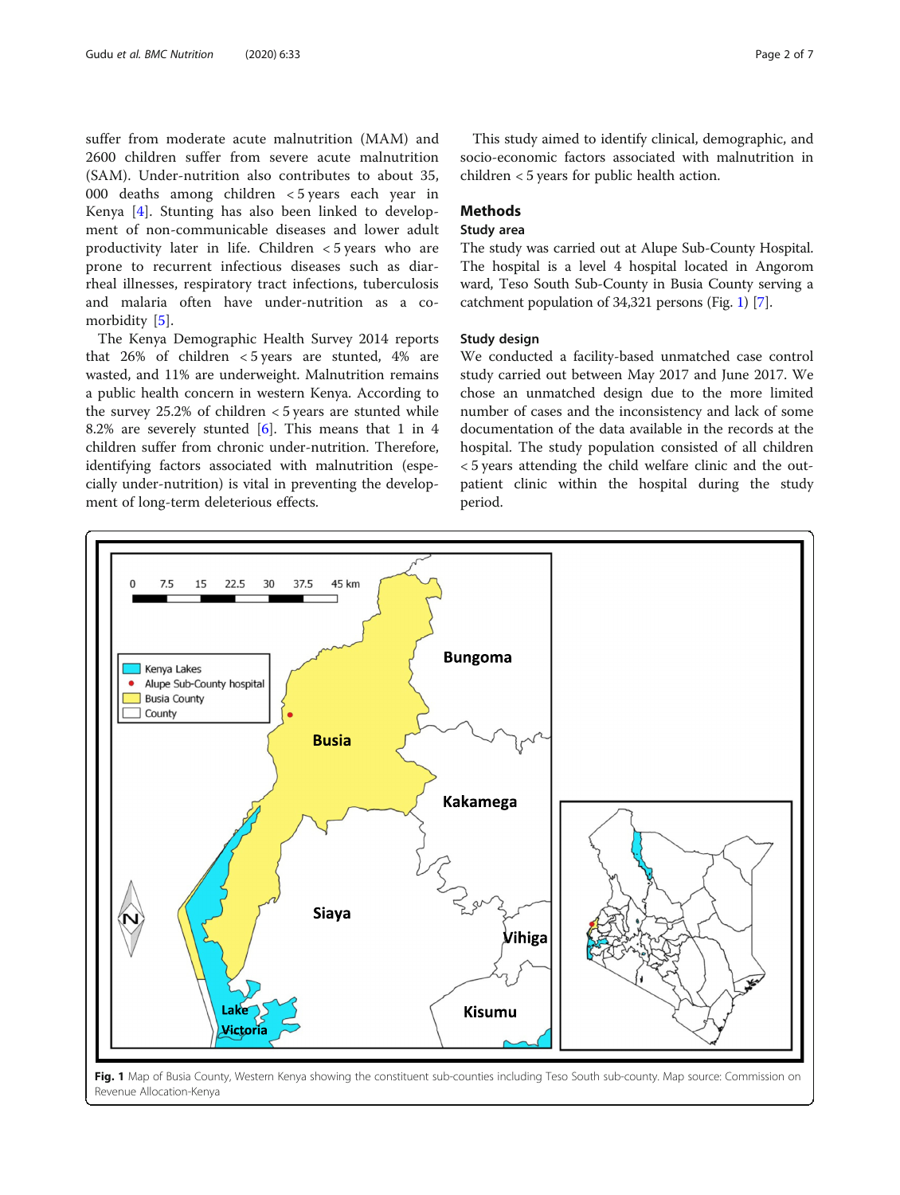suffer from moderate acute malnutrition (MAM) and 2600 children suffer from severe acute malnutrition (SAM). Under-nutrition also contributes to about 35, 000 deaths among children < 5 years each year in Kenya [4]. Stunting has also been linked to development of non-communicable diseases and lower adult productivity later in life. Children < 5 years who are prone to recurrent infectious diseases such as diarrheal illnesses, respiratory tract infections, tuberculosis and malaria often have under-nutrition as a co-morbidity [5].

The Kenya Demographic Health Survey 2014 reports that 26% of children < 5 years are stunted, 4% are wasted, and 11% are underweight. Malnutrition remains a public health concern in western Kenya. According to the survey 25.2% of children < 5 years are stunted while 8.2% are severely stunted [6]. This means that 1 in 4 children suffer from chronic under-nutrition. Therefore, identifying factors associated with malnutrition (especially under-nutrition) is vital in preventing the development of long-term deleterious effects.

This study aimed to identify clinical, demographic, and socio-economic factors associated with malnutrition in children < 5 years for public health action.

## Methods

### Study area

The study was carried out at Alupe Sub-County Hospital. The hospital is a level 4 hospital located in Angorom ward, Teso South Sub-County in Busia County serving a catchment population of 34,321 persons (Fig. 1) [7].

### Study design

We conducted a facility-based unmatched case control study carried out between May 2017 and June 2017. We chose an unmatched design due to the more limited number of cases and the inconsistency and lack of some documentation of the data available in the records at the hospital. The study population consisted of all children < 5 years attending the child welfare clinic and the outpatient clinic within the hospital during the study period.

**Fig. 1** Map of Busia County, Western Kenya showing the constituent sub-counties including Teso South sub-county. Map source: Commission on Revenue Allocation-Kenya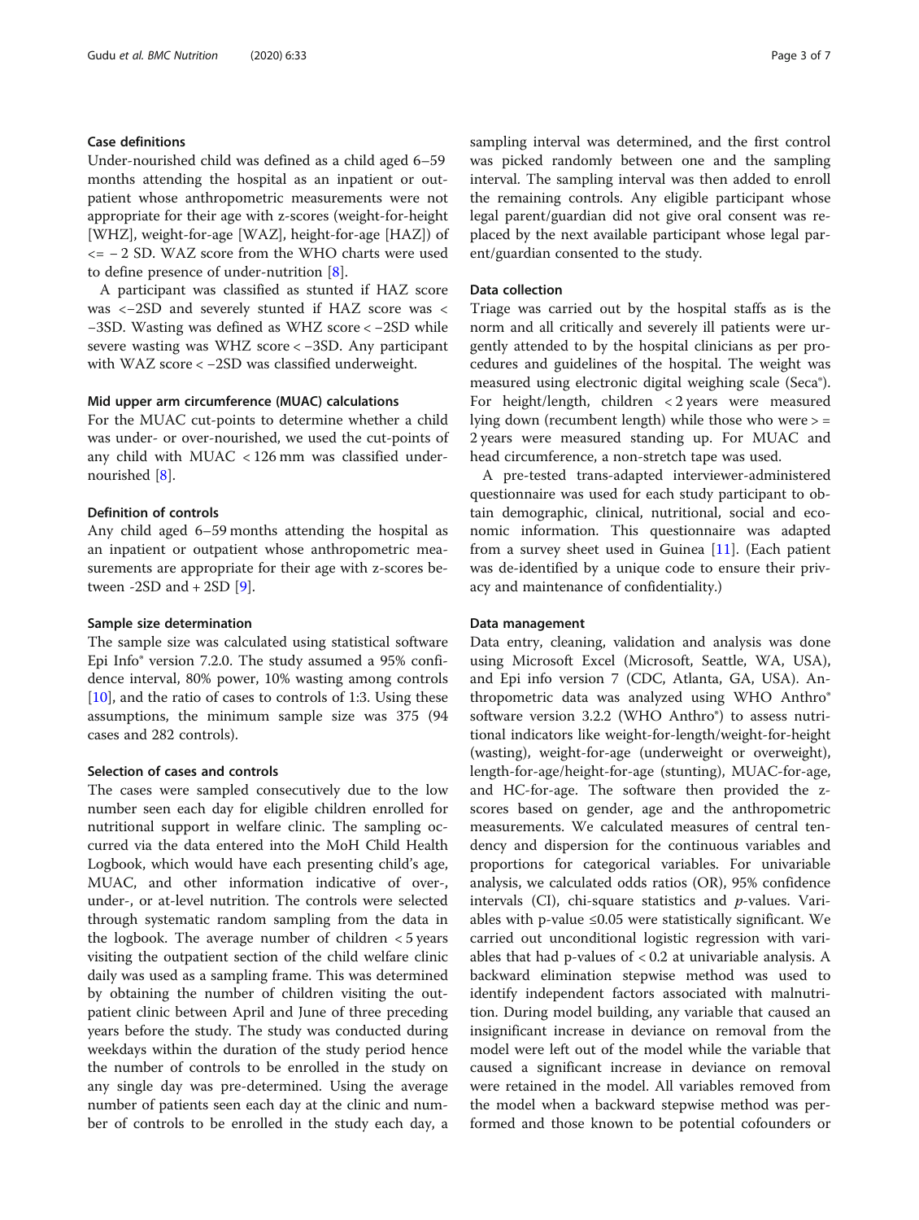### Case definitions

Under-nourished child was defined as a child aged 6–59 months attending the hospital as an inpatient or outpatient whose anthropometric measurements were not appropriate for their age with z-scores (weight-for-height [WHZ], weight-for-age [WAZ], height-for-age [HAZ]) of <= − 2 SD. WAZ score from the WHO charts were used to define presence of under-nutrition [8].

A participant was classified as stunted if HAZ score was <−2SD and severely stunted if HAZ score was < −3SD. Wasting was defined as WHZ score < −2SD while severe wasting was WHZ score < −3SD. Any participant with WAZ score < −2SD was classified underweight.

### Mid upper arm circumference (MUAC) calculations

For the MUAC cut-points to determine whether a child was under- or over-nourished, we used the cut-points of any child with MUAC < 126 mm was classified undernourished [8].

### Definition of controls

Any child aged 6–59 months attending the hospital as an inpatient or outpatient whose anthropometric measurements are appropriate for their age with z-scores between -2SD and + 2SD [9].

### Sample size determination

The sample size was calculated using statistical software Epi Info® version 7.2.0. The study assumed a 95% confidence interval, 80% power, 10% wasting among controls [10], and the ratio of cases to controls of 1:3. Using these assumptions, the minimum sample size was 375 (94 cases and 282 controls).

### Selection of cases and controls

The cases were sampled consecutively due to the low number seen each day for eligible children enrolled for nutritional support in welfare clinic. The sampling occurred via the data entered into the MoH Child Health Logbook, which would have each presenting child's age, MUAC, and other information indicative of over-, under-, or at-level nutrition. The controls were selected through systematic random sampling from the data in the logbook. The average number of children < 5 years visiting the outpatient section of the child welfare clinic daily was used as a sampling frame. This was determined by obtaining the number of children visiting the outpatient clinic between April and June of three preceding years before the study. The study was conducted during weekdays within the duration of the study period hence the number of controls to be enrolled in the study on any single day was pre-determined. Using the average number of patients seen each day at the clinic and number of controls to be enrolled in the study each day, a sampling interval was determined, and the first control was picked randomly between one and the sampling interval. The sampling interval was then added to enroll the remaining controls. Any eligible participant whose legal parent/guardian did not give oral consent was replaced by the next available participant whose legal parent/guardian consented to the study.

### Data collection

Triage was carried out by the hospital staffs as is the norm and all critically and severely ill patients were urgently attended to by the hospital clinicians as per procedures and guidelines of the hospital. The weight was measured using electronic digital weighing scale (Seca®). For height/length, children < 2 years were measured lying down (recumbent length) while those who were > = 2 years were measured standing up. For MUAC and head circumference, a non-stretch tape was used.

A pre-tested trans-adapted interviewer-administered questionnaire was used for each study participant to obtain demographic, clinical, nutritional, social and economic information. This questionnaire was adapted from a survey sheet used in Guinea [11]. (Each patient was de-identified by a unique code to ensure their privacy and maintenance of confidentiality.)

### Data management

Data entry, cleaning, validation and analysis was done using Microsoft Excel (Microsoft, Seattle, WA, USA), and Epi info version 7 (CDC, Atlanta, GA, USA). Anthropometric data was analyzed using WHO Anthro® software version 3.2.2 (WHO Anthro®) to assess nutritional indicators like weight-for-length/weight-for-height (wasting), weight-for-age (underweight or overweight), length-for-age/height-for-age (stunting), MUAC-for-age, and HC-for-age. The software then provided the z-scores based on gender, age and the anthropometric measurements. We calculated measures of central tendency and dispersion for the continuous variables and proportions for categorical variables. For univariable analysis, we calculated odds ratios (OR), 95% confidence intervals (CI), chi-square statistics and *p*-values. Variables with p-value ≤0.05 were statistically significant. We carried out unconditional logistic regression with variables that had p-values of < 0.2 at univariable analysis. A backward elimination stepwise method was used to identify independent factors associated with malnutrition. During model building, any variable that caused an insignificant increase in deviance on removal from the model were left out of the model while the variable that caused a significant increase in deviance on removal were retained in the model. All variables removed from the model when a backward stepwise method was performed and those known to be potential cofounders or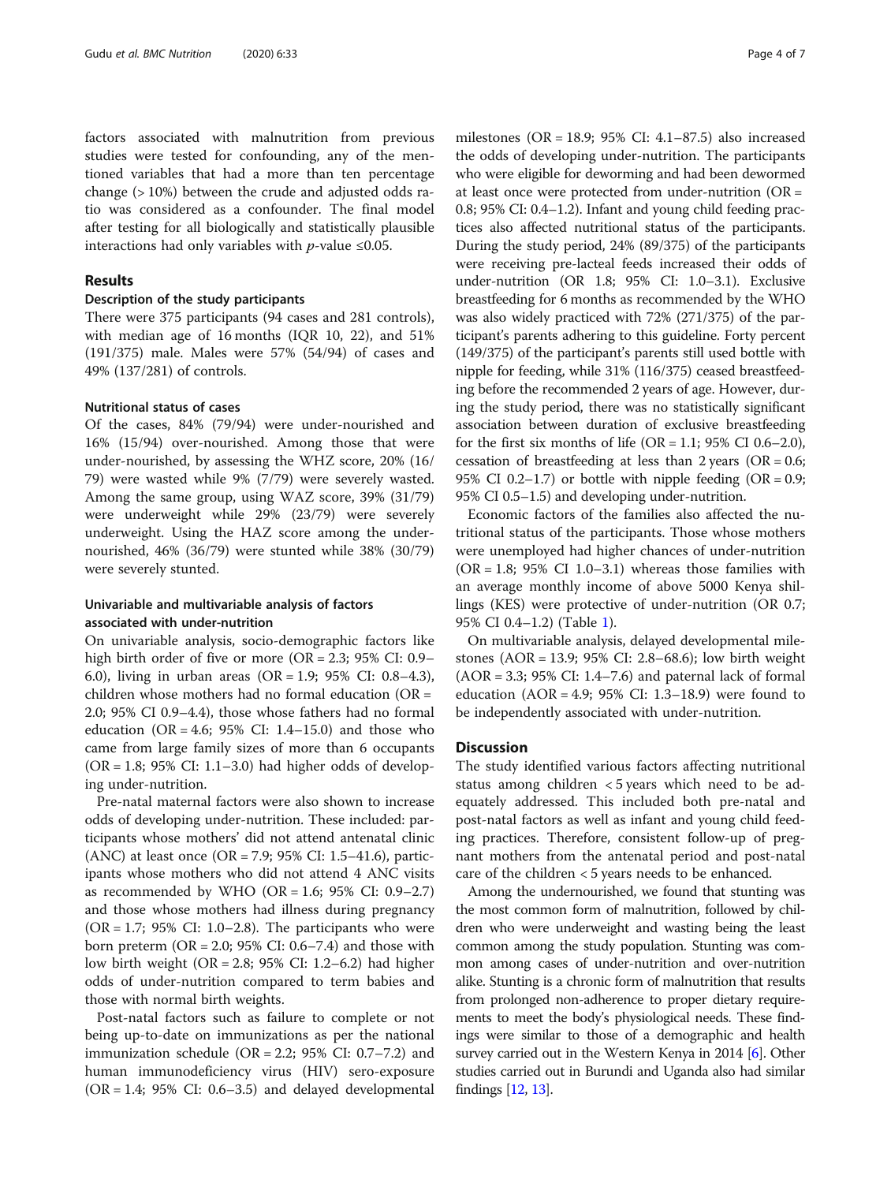factors associated with malnutrition from previous studies were tested for confounding, any of the mentioned variables that had a more than ten percentage change (> 10%) between the crude and adjusted odds ratio was considered as a confounder. The final model after testing for all biologically and statistically plausible interactions had only variables with $p$-value ≤0.05.

## Results

### Description of the study participants

There were 375 participants (94 cases and 281 controls), with median age of 16 months (IQR 10, 22), and 51% (191/375) male. Males were 57% (54/94) of cases and 49% (137/281) of controls.

### Nutritional status of cases

Of the cases, 84% (79/94) were under-nourished and 16% (15/94) over-nourished. Among those that were under-nourished, by assessing the WHZ score, 20% (16/79) were wasted while 9% (7/79) were severely wasted. Among the same group, using WAZ score, 39% (31/79) were underweight while 29% (23/79) were severely underweight. Using the HAZ score among the under-nourished, 46% (36/79) were stunted while 38% (30/79) were severely stunted.

### Univariable and multivariable analysis of factors associated with under-nutrition

On univariable analysis, socio-demographic factors like high birth order of five or more (OR = 2.3; 95% CI: 0.9–6.0), living in urban areas (OR = 1.9; 95% CI: 0.8–4.3), children whose mothers had no formal education (OR = 2.0; 95% CI 0.9–4.4), those whose fathers had no formal education (OR = 4.6; 95% CI: 1.4–15.0) and those who came from large family sizes of more than 6 occupants (OR = 1.8; 95% CI: 1.1–3.0) had higher odds of developing under-nutrition.

Pre-natal maternal factors were also shown to increase odds of developing under-nutrition. These included: participants whose mothers' did not attend antenatal clinic (ANC) at least once (OR = 7.9; 95% CI: 1.5–41.6), participants whose mothers who did not attend 4 ANC visits as recommended by WHO (OR = 1.6; 95% CI: 0.9–2.7) and those whose mothers had illness during pregnancy (OR = 1.7; 95% CI: 1.0–2.8). The participants who were born preterm (OR = 2.0; 95% CI: 0.6–7.4) and those with low birth weight (OR = 2.8; 95% CI: 1.2–6.2) had higher odds of under-nutrition compared to term babies and those with normal birth weights.

Post-natal factors such as failure to complete or not being up-to-date on immunizations as per the national immunization schedule (OR = 2.2; 95% CI: 0.7–7.2) and human immunodeficiency virus (HIV) sero-exposure (OR = 1.4; 95% CI: 0.6–3.5) and delayed developmental milestones (OR = 18.9; 95% CI: 4.1–87.5) also increased the odds of developing under-nutrition. The participants who were eligible for deworming and had been dewormed at least once were protected from under-nutrition (OR = 0.8; 95% CI: 0.4–1.2). Infant and young child feeding practices also affected nutritional status of the participants. During the study period, 24% (89/375) of the participants were receiving pre-lacteal feeds increased their odds of under-nutrition (OR 1.8; 95% CI: 1.0–3.1). Exclusive breastfeeding for 6 months as recommended by the WHO was also widely practiced with 72% (271/375) of the participant's parents adhering to this guideline. Forty percent (149/375) of the participant's parents still used bottle with nipple for feeding, while 31% (116/375) ceased breastfeeding before the recommended 2 years of age. However, during the study period, there was no statistically significant association between duration of exclusive breastfeeding for the first six months of life (OR = 1.1; 95% CI 0.6–2.0), cessation of breastfeeding at less than 2 years (OR = 0.6; 95% CI 0.2–1.7) or bottle with nipple feeding (OR = 0.9; 95% CI 0.5–1.5) and developing under-nutrition.

Economic factors of the families also affected the nutritional status of the participants. Those whose mothers were unemployed had higher chances of under-nutrition (OR = 1.8; 95% CI 1.0–3.1) whereas those families with an average monthly income of above 5000 Kenya shillings (KES) were protective of under-nutrition (OR 0.7; 95% CI 0.4–1.2) (Table 1).

On multivariable analysis, delayed developmental milestones (AOR = 13.9; 95% CI: 2.8–68.6); low birth weight (AOR = 3.3; 95% CI: 1.4–7.6) and paternal lack of formal education (AOR = 4.9; 95% CI: 1.3–18.9) were found to be independently associated with under-nutrition.

## Discussion

The study identified various factors affecting nutritional status among children < 5 years which need to be adequately addressed. This included both pre-natal and post-natal factors as well as infant and young child feeding practices. Therefore, consistent follow-up of pregnant mothers from the antenatal period and post-natal care of the children < 5 years needs to be enhanced.

Among the undernourished, we found that stunting was the most common form of malnutrition, followed by children who were underweight and wasting being the least common among the study population. Stunting was common among cases of under-nutrition and over-nutrition alike. Stunting is a chronic form of malnutrition that results from prolonged non-adherence to proper dietary requirements to meet the body's physiological needs. These findings were similar to those of a demographic and health survey carried out in the Western Kenya in 2014 [6]. Other studies carried out in Burundi and Uganda also had similar findings [12, 13].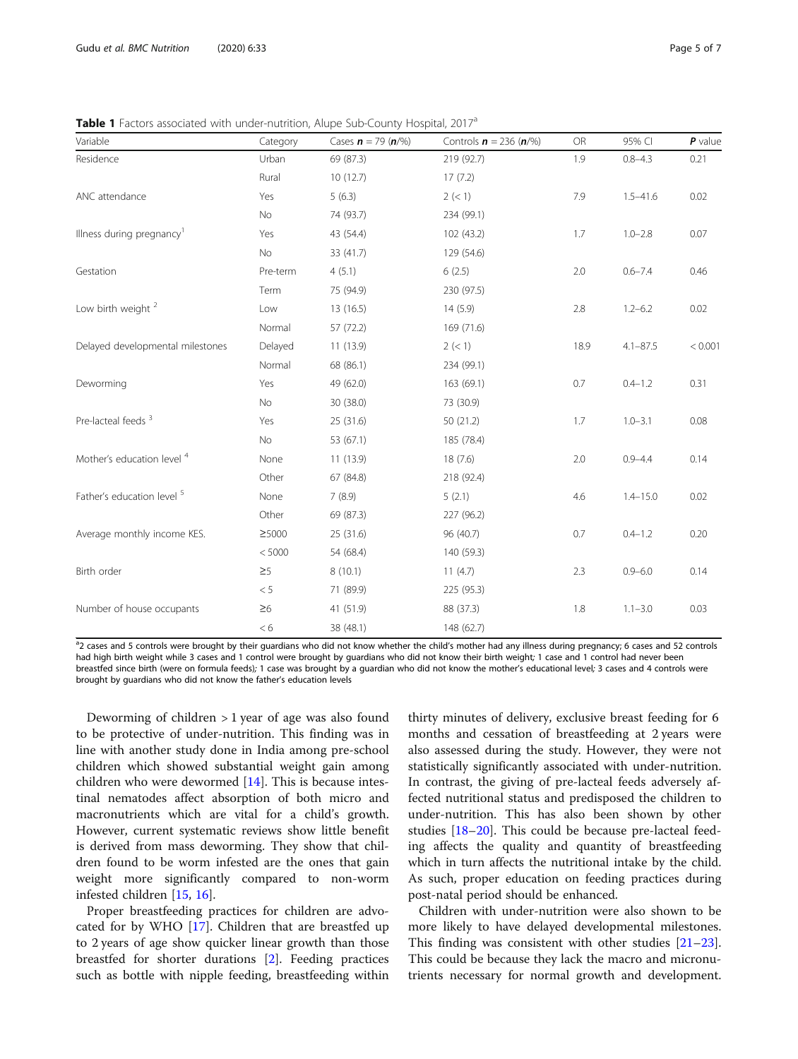**Table 1** Factors associated with under-nutrition, Alupe Sub-County Hospital, 2017[a]

| Variable | Category | Cases ***n*** = 79 (***n***/%) | Controls ***n*** = 236 (***n***/%) | OR | 95% CI | ***P*** value |
|---|---|---|---|---|---|---|
| Residence | Urban | 69 (87.3) | 219 (92.7) | 1.9 | 0.8–4.3 | 0.21 |
| | Rural | 10 (12.7) | 17 (7.2) | | | |
| ANC attendance | Yes | 5 (6.3) | 2 (< 1) | 7.9 | 1.5–41.6 | 0.02 |
| | No | 74 (93.7) | 234 (99.1) | | | |
| Illness during pregnancy[1] | Yes | 43 (54.4) | 102 (43.2) | 1.7 | 1.0–2.8 | 0.07 |
| | No | 33 (41.7) | 129 (54.6) | | | |
| Gestation | Pre-term | 4 (5.1) | 6 (2.5) | 2.0 | 0.6–7.4 | 0.46 |
| | Term | 75 (94.9) | 230 (97.5) | | | |
| Low birth weight [2] | Low | 13 (16.5) | 14 (5.9) | 2.8 | 1.2–6.2 | 0.02 |
| | Normal | 57 (72.2) | 169 (71.6) | | | |
| Delayed developmental milestones | Delayed | 11 (13.9) | 2 (< 1) | 18.9 | 4.1–87.5 | < 0.001 |
| | Normal | 68 (86.1) | 234 (99.1) | | | |
| Deworming | Yes | 49 (62.0) | 163 (69.1) | 0.7 | 0.4–1.2 | 0.31 |
| | No | 30 (38.0) | 73 (30.9) | | | |
| Pre-lacteal feeds [3] | Yes | 25 (31.6) | 50 (21.2) | 1.7 | 1.0–3.1 | 0.08 |
| | No | 53 (67.1) | 185 (78.4) | | | |
| Mother's education level [4] | None | 11 (13.9) | 18 (7.6) | 2.0 | 0.9–4.4 | 0.14 |
| | Other | 67 (84.8) | 218 (92.4) | | | |
| Father's education level [5] | None | 7 (8.9) | 5 (2.1) | 4.6 | 1.4–15.0 | 0.02 |
| | Other | 69 (87.3) | 227 (96.2) | | | |
| Average monthly income KES. | ≥5000 | 25 (31.6) | 96 (40.7) | 0.7 | 0.4–1.2 | 0.20 |
| | < 5000 | 54 (68.4) | 140 (59.3) | | | |
| Birth order | ≥5 | 8 (10.1) | 11 (4.7) | 2.3 | 0.9–6.0 | 0.14 |
| | < 5 | 71 (89.9) | 225 (95.3) | | | |
| Number of house occupants | ≥6 | 41 (51.9) | 88 (37.3) | 1.8 | 1.1–3.0 | 0.03 |
| | < 6 | 38 (48.1) | 148 (62.7) | | | |

[a]2 cases and 5 controls were brought by their guardians who did not know whether the child's mother had any illness during pregnancy; 6 cases and 52 controls had high birth weight while 3 cases and 1 control were brought by guardians who did not know their birth weight; 1 case and 1 control had never been breastfed since birth (were on formula feeds); 1 case was brought by a guardian who did not know the mother's educational level; 3 cases and 4 controls were brought by guardians who did not know the father's education levels

Deworming of children > 1 year of age was also found to be protective of under-nutrition. This finding was in line with another study done in India among pre-school children which showed substantial weight gain among children who were dewormed [14]. This is because intestinal nematodes affect absorption of both micro and macronutrients which are vital for a child's growth. However, current systematic reviews show little benefit is derived from mass deworming. They show that children found to be worm infested are the ones that gain weight more significantly compared to non-worm infested children [15, 16].

Proper breastfeeding practices for children are advocated for by WHO [17]. Children that are breastfed up to 2 years of age show quicker linear growth than those breastfed for shorter durations [2]. Feeding practices such as bottle with nipple feeding, breastfeeding within thirty minutes of delivery, exclusive breast feeding for 6 months and cessation of breastfeeding at 2 years were also assessed during the study. However, they were not statistically significantly associated with under-nutrition. In contrast, the giving of pre-lacteal feeds adversely affected nutritional status and predisposed the children to under-nutrition. This has also been shown by other studies [18–20]. This could be because pre-lacteal feeding affects the quality and quantity of breastfeeding which in turn affects the nutritional intake by the child. As such, proper education on feeding practices during post-natal period should be enhanced.

Children with under-nutrition were also shown to be more likely to have delayed developmental milestones. This finding was consistent with other studies [21–23]. This could be because they lack the macro and micronutrients necessary for normal growth and development.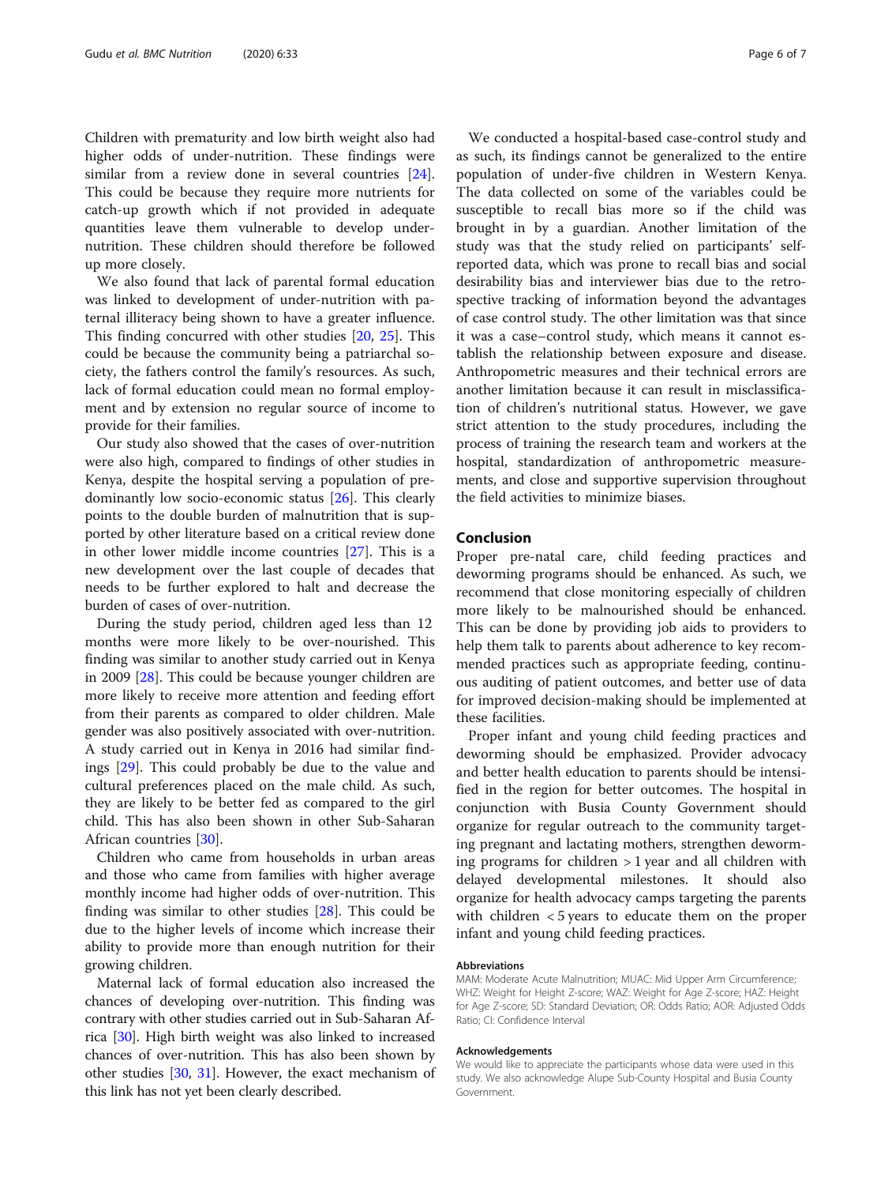Children with prematurity and low birth weight also had higher odds of under-nutrition. These findings were similar from a review done in several countries [24]. This could be because they require more nutrients for catch-up growth which if not provided in adequate quantities leave them vulnerable to develop under-nutrition. These children should therefore be followed up more closely.

We also found that lack of parental formal education was linked to development of under-nutrition with paternal illiteracy being shown to have a greater influence. This finding concurred with other studies [20, 25]. This could be because the community being a patriarchal society, the fathers control the family's resources. As such, lack of formal education could mean no formal employment and by extension no regular source of income to provide for their families.

Our study also showed that the cases of over-nutrition were also high, compared to findings of other studies in Kenya, despite the hospital serving a population of predominantly low socio-economic status [26]. This clearly points to the double burden of malnutrition that is supported by other literature based on a critical review done in other lower middle income countries [27]. This is a new development over the last couple of decades that needs to be further explored to halt and decrease the burden of cases of over-nutrition.

During the study period, children aged less than 12 months were more likely to be over-nourished. This finding was similar to another study carried out in Kenya in 2009 [28]. This could be because younger children are more likely to receive more attention and feeding effort from their parents as compared to older children. Male gender was also positively associated with over-nutrition. A study carried out in Kenya in 2016 had similar findings [29]. This could probably be due to the value and cultural preferences placed on the male child. As such, they are likely to be better fed as compared to the girl child. This has also been shown in other Sub-Saharan African countries [30].

Children who came from households in urban areas and those who came from families with higher average monthly income had higher odds of over-nutrition. This finding was similar to other studies [28]. This could be due to the higher levels of income which increase their ability to provide more than enough nutrition for their growing children.

Maternal lack of formal education also increased the chances of developing over-nutrition. This finding was contrary with other studies carried out in Sub-Saharan Africa [30]. High birth weight was also linked to increased chances of over-nutrition. This has also been shown by other studies [30, 31]. However, the exact mechanism of this link has not yet been clearly described.

We conducted a hospital-based case-control study and as such, its findings cannot be generalized to the entire population of under-five children in Western Kenya. The data collected on some of the variables could be susceptible to recall bias more so if the child was brought in by a guardian. Another limitation of the study was that the study relied on participants' self-reported data, which was prone to recall bias and social desirability bias and interviewer bias due to the retrospective tracking of information beyond the advantages of case control study. The other limitation was that since it was a case–control study, which means it cannot establish the relationship between exposure and disease. Anthropometric measures and their technical errors are another limitation because it can result in misclassification of children's nutritional status. However, we gave strict attention to the study procedures, including the process of training the research team and workers at the hospital, standardization of anthropometric measurements, and close and supportive supervision throughout the field activities to minimize biases.

## Conclusion

Proper pre-natal care, child feeding practices and deworming programs should be enhanced. As such, we recommend that close monitoring especially of children more likely to be malnourished should be enhanced. This can be done by providing job aids to providers to help them talk to parents about adherence to key recommended practices such as appropriate feeding, continuous auditing of patient outcomes, and better use of data for improved decision-making should be implemented at these facilities.

Proper infant and young child feeding practices and deworming should be emphasized. Provider advocacy and better health education to parents should be intensified in the region for better outcomes. The hospital in conjunction with Busia County Government should organize for regular outreach to the community targeting pregnant and lactating mothers, strengthen deworming programs for children > 1 year and all children with delayed developmental milestones. It should also organize for health advocacy camps targeting the parents with children < 5 years to educate them on the proper infant and young child feeding practices.

#### Abbreviations

MAM: Moderate Acute Malnutrition; MUAC: Mid Upper Arm Circumference; WHZ: Weight for Height Z-score; WAZ: Weight for Age Z-score; HAZ: Height for Age Z-score; SD: Standard Deviation; OR: Odds Ratio; AOR: Adjusted Odds Ratio; CI: Confidence Interval

#### Acknowledgements

We would like to appreciate the participants whose data were used in this study. We also acknowledge Alupe Sub-County Hospital and Busia County Government.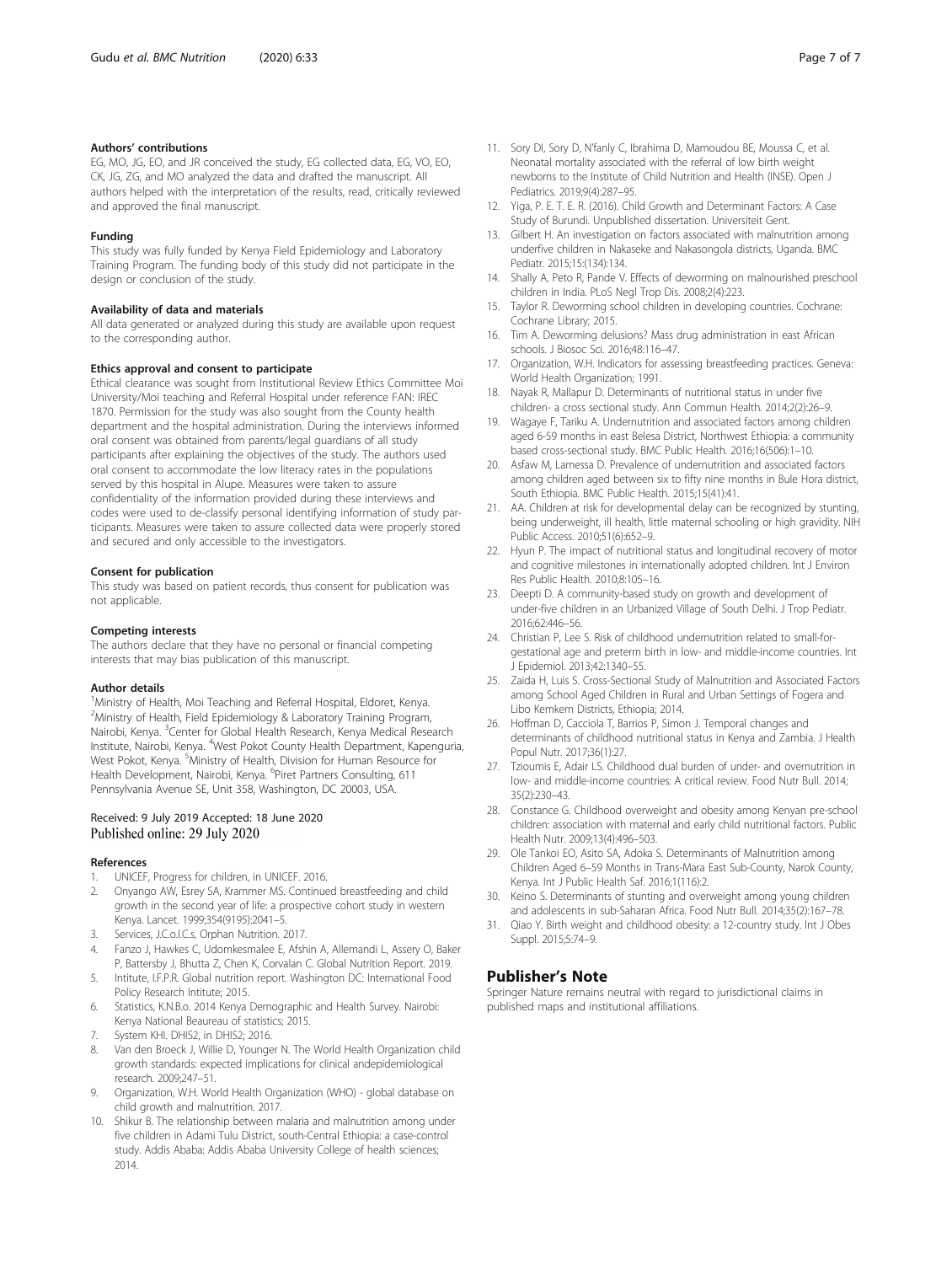#### Authors' contributions

EG, MO, JG, EO, and JR conceived the study, EG collected data, EG, VO, EO, CK, JG, ZG, and MO analyzed the data and drafted the manuscript. All authors helped with the interpretation of the results, read, critically reviewed and approved the final manuscript.

#### Funding

This study was fully funded by Kenya Field Epidemiology and Laboratory Training Program. The funding body of this study did not participate in the design or conclusion of the study.

#### Availability of data and materials

All data generated or analyzed during this study are available upon request to the corresponding author.

#### Ethics approval and consent to participate

Ethical clearance was sought from Institutional Review Ethics Committee Moi University/Moi teaching and Referral Hospital under reference FAN: IREC 1870. Permission for the study was also sought from the County health department and the hospital administration. During the interviews informed oral consent was obtained from parents/legal guardians of all study participants after explaining the objectives of the study. The authors used oral consent to accommodate the low literacy rates in the populations served by this hospital in Alupe. Measures were taken to assure confidentiality of the information provided during these interviews and codes were used to de-classify personal identifying information of study participants. Measures were taken to assure collected data were properly stored and secured and only accessible to the investigators.

#### Consent for publication

This study was based on patient records, thus consent for publication was not applicable.

#### Competing interests

The authors declare that they have no personal or financial competing interests that may bias publication of this manuscript.

#### Author details

[1]Ministry of Health, Moi Teaching and Referral Hospital, Eldoret, Kenya. [2]Ministry of Health, Field Epidemiology & Laboratory Training Program, Nairobi, Kenya. [3]Center for Global Health Research, Kenya Medical Research Institute, Nairobi, Kenya. [4]West Pokot County Health Department, Kapenguria, West Pokot, Kenya. [5]Ministry of Health, Division for Human Resource for Health Development, Nairobi, Kenya. [6]Piret Partners Consulting, 611 Pennsylvania Avenue SE, Unit 358, Washington, DC 20003, USA.

Received: 9 July 2019 Accepted: 18 June 2020
Published online: 29 July 2020

#### References

1. UNICEF, Progress for children, in UNICEF. 2016.
2. Onyango AW, Esrey SA, Krammer MS. Continued breastfeeding and child growth in the second year of life: a prospective cohort study in western Kenya. Lancet. 1999;354(9195):2041–5.
3. Services, J.C.o.I.C.s, Orphan Nutrition. 2017.
4. Fanzo J, Hawkes C, Udomkesmalee E, Afshin A, Allemandi L, Assery O, Baker P, Battersby J, Bhutta Z, Chen K, Corvalan C. Global Nutrition Report. 2019.
5. Intitute, I.F.P.R. Global nutrition report. Washington DC: International Food Policy Research Intitute; 2015.
6. Statistics, K.N.B.o. 2014 Kenya Demographic and Health Survey. Nairobi: Kenya National Beaureau of statistics; 2015.
7. System KHI. DHIS2, in DHIS2; 2016.
8. Van den Broeck J, Willie D, Younger N. The World Health Organization child growth standards: expected implications for clinical andepidemiological research. 2009;247–51.
9. Organization, W.H. World Health Organization (WHO) - global database on child growth and malnutrition. 2017.
10. Shikur B. The relationship between malaria and malnutrition among under five children in Adami Tulu District, south-Central Ethiopia: a case-control study. Addis Ababa: Addis Ababa University College of health sciences; 2014.
11. Sory DI, Sory D, N'fanly C, Ibrahima D, Mamoudou BE, Moussa C, et al. Neonatal mortality associated with the referral of low birth weight newborns to the Institute of Child Nutrition and Health (INSE). Open J Pediatrics. 2019;9(4):287–95.
12. Yiga, P. E. T. E. R. (2016). Child Growth and Determinant Factors: A Case Study of Burundi. Unpublished dissertation. Universiteit Gent.
13. Gilbert H. An investigation on factors associated with malnutrition among underfive children in Nakaseke and Nakasongola districts, Uganda. BMC Pediatr. 2015;15:(134):134.
14. Shally A, Peto R, Pande V. Effects of deworming on malnourished preschool children in India. PLoS Negl Trop Dis. 2008;2(4):223.
15. Taylor R. Deworming school children in developing countries. Cochrane: Cochrane Library; 2015.
16. Tim A. Deworming delusions? Mass drug administration in east African schools. J Biosoc Sci. 2016;48:116–47.
17. Organization, W.H. Indicators for assessing breastfeeding practices. Geneva: World Health Organization; 1991.
18. Nayak R, Mallapur D. Determinants of nutritional status in under five children- a cross sectional study. Ann Commun Health. 2014;2(2):26–9.
19. Wagaye F, Tariku A. Undernutrition and associated factors among children aged 6-59 months in east Belesa District, Northwest Ethiopia: a community based cross-sectional study. BMC Public Health. 2016;16(506):1–10.
20. Asfaw M, Lamessa D. Prevalence of undernutrition and associated factors among children aged between six to fifty nine months in Bule Hora district, South Ethiopia. BMC Public Health. 2015;15(41):41.
21. AA. Children at risk for developmental delay can be recognized by stunting, being underweight, ill health, little maternal schooling or high gravidity. NIH Public Access. 2010;51(6):652–9.
22. Hyun P. The impact of nutritional status and longitudinal recovery of motor and cognitive milestones in internationally adopted children. Int J Environ Res Public Health. 2010;8:105–16.
23. Deepti D. A community-based study on growth and development of under-five children in an Urbanized Village of South Delhi. J Trop Pediatr. 2016;62:446–56.
24. Christian P, Lee S. Risk of childhood undernutrition related to small-for-gestational age and preterm birth in low- and middle-income countries. Int J Epidemiol. 2013;42:1340–55.
25. Zaida H, Luis S. Cross-Sectional Study of Malnutrition and Associated Factors among School Aged Children in Rural and Urban Settings of Fogera and Libo Kemkem Districts, Ethiopia; 2014.
26. Hoffman D, Cacciola T, Barrios P, Simon J. Temporal changes and determinants of childhood nutritional status in Kenya and Zambia. J Health Popul Nutr. 2017;36(1):27.
27. Tzioumis E, Adair LS. Childhood dual burden of under- and overnutrition in low- and middle-income countries: A critical review. Food Nutr Bull. 2014; 35(2):230–43.
28. Constance G. Childhood overweight and obesity among Kenyan pre-school children: association with maternal and early child nutritional factors. Public Health Nutr. 2009;13(4):496–503.
29. Ole Tankoi EO, Asito SA, Adoka S. Determinants of Malnutrition among Children Aged 6–59 Months in Trans-Mara East Sub-County, Narok County, Kenya. Int J Public Health Saf. 2016;1(116):2.
30. Keino S. Determinants of stunting and overweight among young children and adolescents in sub-Saharan Africa. Food Nutr Bull. 2014;35(2):167–78.
31. Qiao Y. Birth weight and childhood obesity: a 12-country study. Int J Obes Suppl. 2015;5:74–9.

## Publisher's Note

Springer Nature remains neutral with regard to jurisdictional claims in published maps and institutional affiliations.